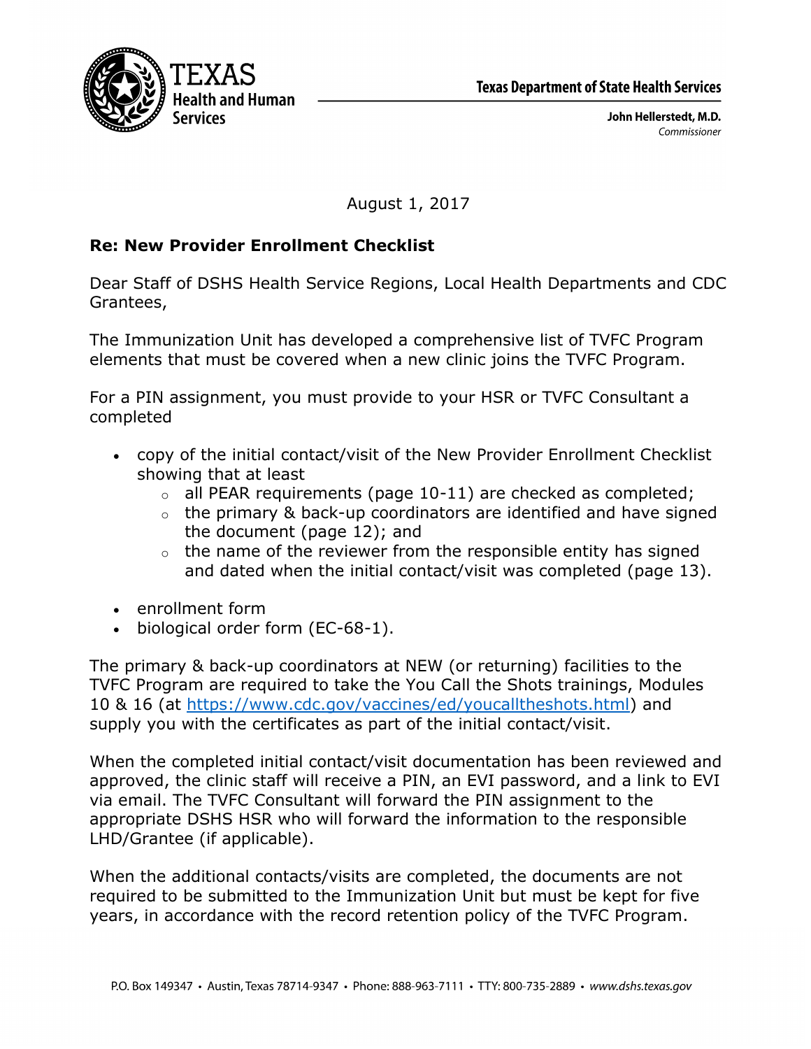TEXAS Health and Human Services

**Texas Department of State Health Services**

**John Hellerstedt, M.D.**
*Commissioner*

August 1, 2017

**Re: New Provider Enrollment Checklist**

Dear Staff of DSHS Health Service Regions, Local Health Departments and CDC Grantees,

The Immunization Unit has developed a comprehensive list of TVFC Program elements that must be covered when a new clinic joins the TVFC Program.

For a PIN assignment, you must provide to your HSR or TVFC Consultant a completed

- copy of the initial contact/visit of the New Provider Enrollment Checklist showing that at least
  - all PEAR requirements (page 10-11) are checked as completed;
  - the primary & back-up coordinators are identified and have signed the document (page 12); and
  - the name of the reviewer from the responsible entity has signed and dated when the initial contact/visit was completed (page 13).
- enrollment form
- biological order form (EC-68-1).

The primary & back-up coordinators at NEW (or returning) facilities to the TVFC Program are required to take the You Call the Shots trainings, Modules 10 & 16 (at https://www.cdc.gov/vaccines/ed/youcalltheshots.html) and supply you with the certificates as part of the initial contact/visit.

When the completed initial contact/visit documentation has been reviewed and approved, the clinic staff will receive a PIN, an EVI password, and a link to EVI via email. The TVFC Consultant will forward the PIN assignment to the appropriate DSHS HSR who will forward the information to the responsible LHD/Grantee (if applicable).

When the additional contacts/visits are completed, the documents are not required to be submitted to the Immunization Unit but must be kept for five years, in accordance with the record retention policy of the TVFC Program.

P.O. Box 149347 • Austin, Texas 78714-9347 • Phone: 888-963-7111 • TTY: 800-735-2889 • *www.dshs.texas.gov*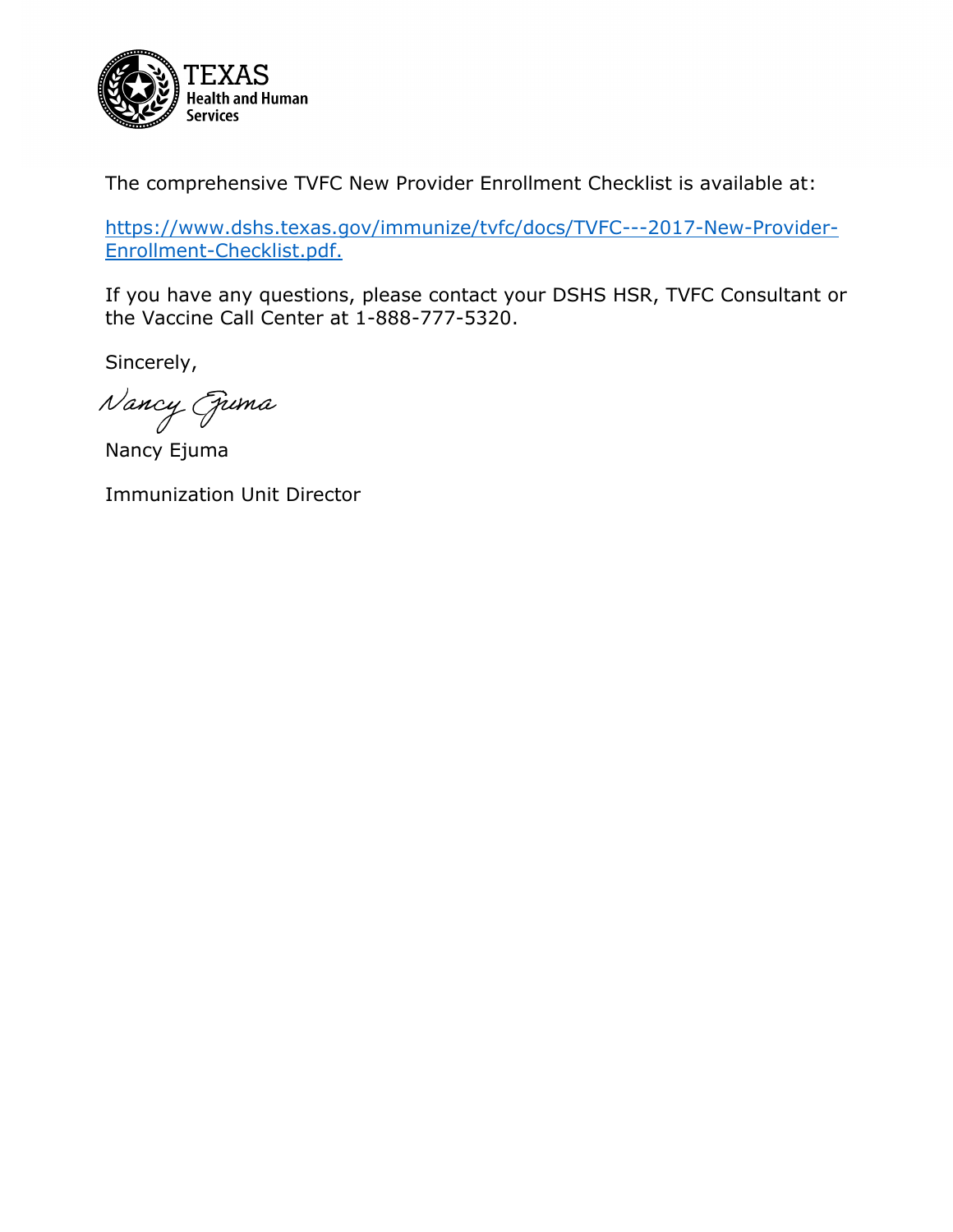The comprehensive TVFC New Provider Enrollment Checklist is available at:

https://www.dshs.texas.gov/immunize/tvfc/docs/TVFC---2017-New-Provider-Enrollment-Checklist.pdf.

If you have any questions, please contact your DSHS HSR, TVFC Consultant or the Vaccine Call Center at 1-888-777-5320.

Sincerely,

Nancy Ejuma

Nancy Ejuma

Immunization Unit Director